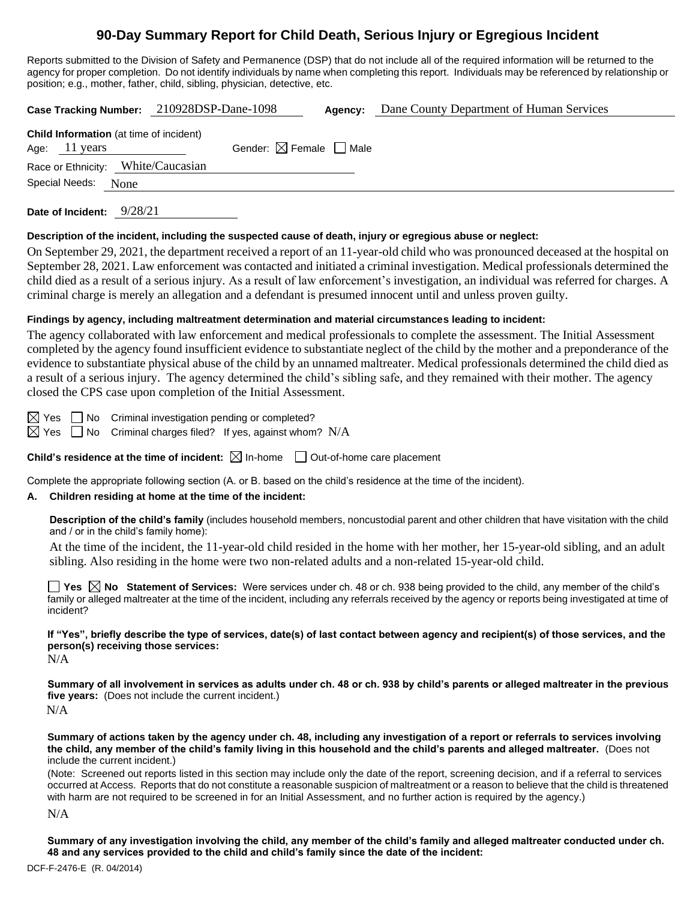# 90-Day Summary Report for Child Death, Serious Injury or Egregious Incident

Reports submitted to the Division of Safety and Permanence (DSP) that do not include all of the required information will be returned to the agency for proper completion. Do not identify individuals by name when completing this report. Individuals may be referenced by relationship or position; e.g., mother, father, child, sibling, physician, detective, etc.

**Case Tracking Number:** 210928DSP-Dane-1098 **Agency:** Dane County Department of Human Services

**Child Information** (at time of incident)

Age: 11 years Gender: ☒ Female ☐ Male

Race or Ethnicity: White/Caucasian

Special Needs: None

**Date of Incident:** 9/28/21

**Description of the incident, including the suspected cause of death, injury or egregious abuse or neglect:**

On September 29, 2021, the department received a report of an 11-year-old child who was pronounced deceased at the hospital on September 28, 2021. Law enforcement was contacted and initiated a criminal investigation. Medical professionals determined the child died as a result of a serious injury. As a result of law enforcement's investigation, an individual was referred for charges. A criminal charge is merely an allegation and a defendant is presumed innocent until and unless proven guilty.

**Findings by agency, including maltreatment determination and material circumstances leading to incident:**

The agency collaborated with law enforcement and medical professionals to complete the assessment. The Initial Assessment completed by the agency found insufficient evidence to substantiate neglect of the child by the mother and a preponderance of the evidence to substantiate physical abuse of the child by an unnamed maltreater. Medical professionals determined the child died as a result of a serious injury. The agency determined the child's sibling safe, and they remained with their mother. The agency closed the CPS case upon completion of the Initial Assessment.

☒ Yes ☐ No Criminal investigation pending or completed?

☒ Yes ☐ No Criminal charges filed? If yes, against whom? N/A

**Child's residence at the time of incident:** ☒ In-home ☐ Out-of-home care placement

Complete the appropriate following section (A. or B. based on the child's residence at the time of the incident).

**A. Children residing at home at the time of the incident:**

**Description of the child's family** (includes household members, noncustodial parent and other children that have visitation with the child and / or in the child's family home):

At the time of the incident, the 11-year-old child resided in the home with her mother, her 15-year-old sibling, and an adult sibling. Also residing in the home were two non-related adults and a non-related 15-year-old child.

☐ **Yes** ☒ **No Statement of Services:** Were services under ch. 48 or ch. 938 being provided to the child, any member of the child's family or alleged maltreater at the time of the incident, including any referrals received by the agency or reports being investigated at time of incident?

**If "Yes", briefly describe the type of services, date(s) of last contact between agency and recipient(s) of those services, and the person(s) receiving those services:**

N/A

**Summary of all involvement in services as adults under ch. 48 or ch. 938 by child's parents or alleged maltreater in the previous five years:** (Does not include the current incident.)

N/A

**Summary of actions taken by the agency under ch. 48, including any investigation of a report or referrals to services involving the child, any member of the child's family living in this household and the child's parents and alleged maltreater.** (Does not include the current incident.)

(Note: Screened out reports listed in this section may include only the date of the report, screening decision, and if a referral to services occurred at Access. Reports that do not constitute a reasonable suspicion of maltreatment or a reason to believe that the child is threatened with harm are not required to be screened in for an Initial Assessment, and no further action is required by the agency.)

N/A

**Summary of any investigation involving the child, any member of the child's family and alleged maltreater conducted under ch. 48 and any services provided to the child and child's family since the date of the incident:**

DCF-F-2476-E (R. 04/2014)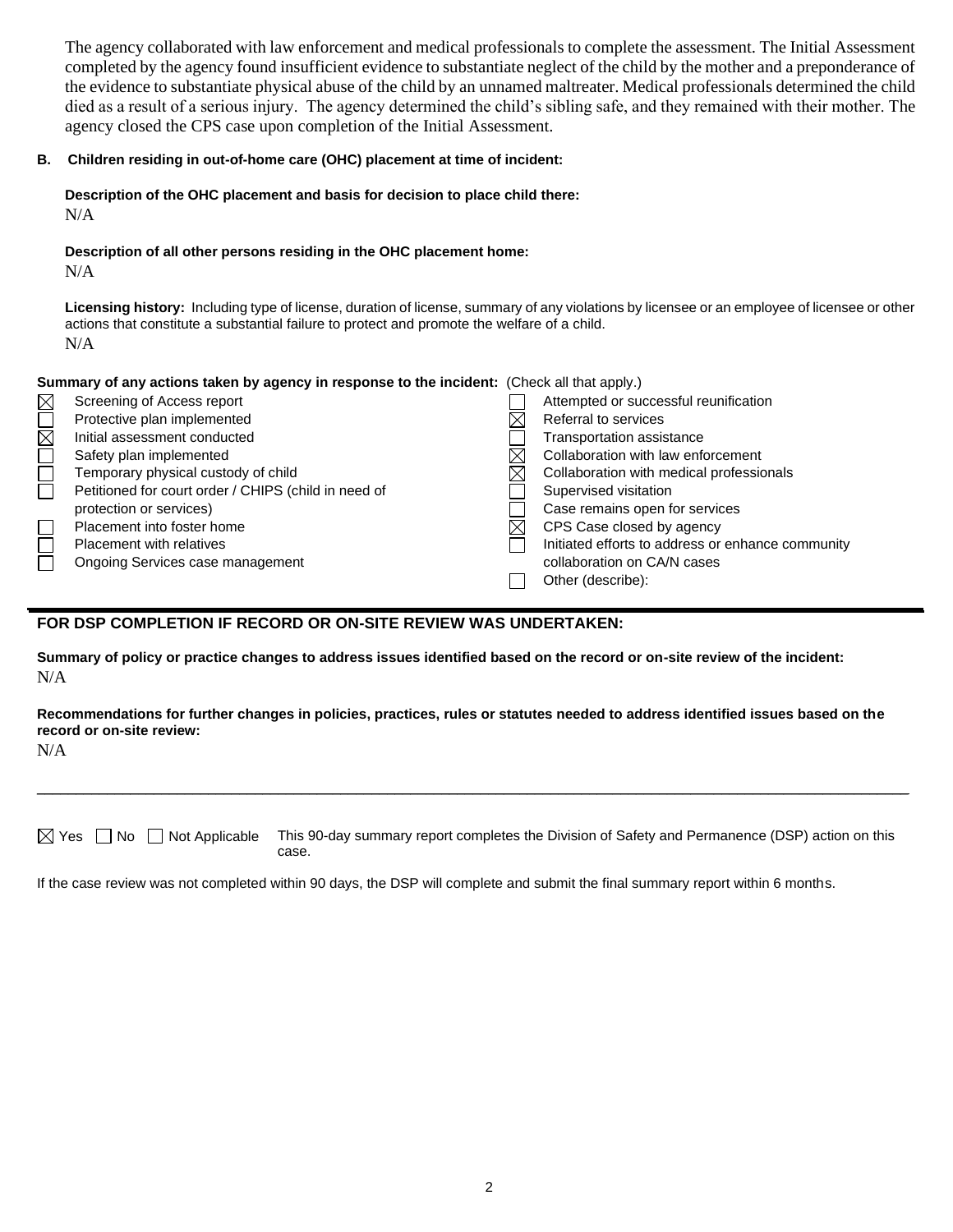The agency collaborated with law enforcement and medical professionals to complete the assessment. The Initial Assessment completed by the agency found insufficient evidence to substantiate neglect of the child by the mother and a preponderance of the evidence to substantiate physical abuse of the child by an unnamed maltreater. Medical professionals determined the child died as a result of a serious injury. The agency determined the child's sibling safe, and they remained with their mother. The agency closed the CPS case upon completion of the Initial Assessment.

**B. Children residing in out-of-home care (OHC) placement at time of incident:**

**Description of the OHC placement and basis for decision to place child there:**
N/A

**Description of all other persons residing in the OHC placement home:**
N/A

**Licensing history:** Including type of license, duration of license, summary of any violations by licensee or an employee of licensee or other actions that constitute a substantial failure to protect and promote the welfare of a child.
N/A

**Summary of any actions taken by agency in response to the incident:** (Check all that apply.)

- ☒ Screening of Access report
- ☐ Protective plan implemented
- ☒ Initial assessment conducted
- ☐ Safety plan implemented
- ☐ Temporary physical custody of child
- ☐ Petitioned for court order / CHIPS (child in need of protection or services)
- ☐ Placement into foster home
- ☐ Placement with relatives
- ☐ Ongoing Services case management
- ☐ Attempted or successful reunification
- ☒ Referral to services
- ☐ Transportation assistance
- ☒ Collaboration with law enforcement
- ☒ Collaboration with medical professionals
- ☐ Supervised visitation
- ☐ Case remains open for services
- ☒ CPS Case closed by agency
- ☐ Initiated efforts to address or enhance community collaboration on CA/N cases
- ☐ Other (describe):

## FOR DSP COMPLETION IF RECORD OR ON-SITE REVIEW WAS UNDERTAKEN:

**Summary of policy or practice changes to address issues identified based on the record or on-site review of the incident:**
N/A

**Recommendations for further changes in policies, practices, rules or statutes needed to address identified issues based on the record or on-site review:**
N/A

---

☒ Yes ☐ No ☐ Not Applicable This 90-day summary report completes the Division of Safety and Permanence (DSP) action on this case.

If the case review was not completed within 90 days, the DSP will complete and submit the final summary report within 6 months.